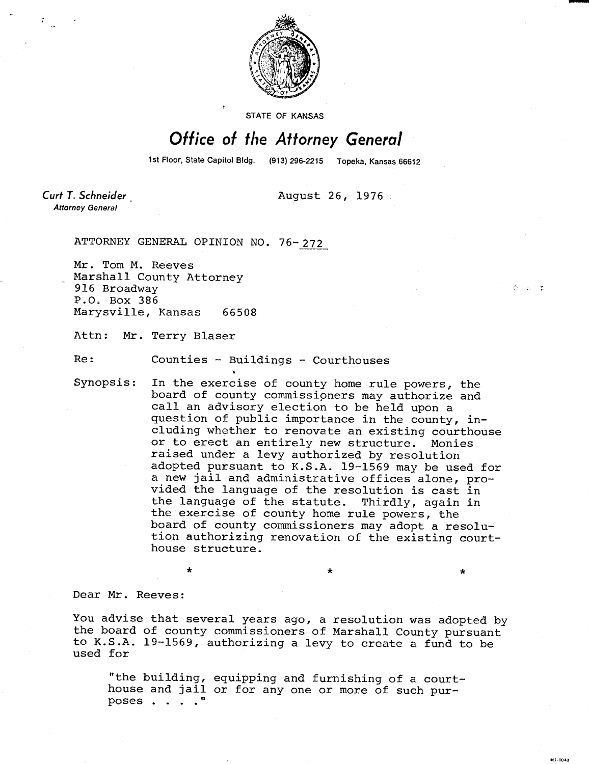STATE OF KANSAS

# Office of the Attorney General

1st Floor, State Capitol Bldg. (913) 296-2215 Topeka, Kansas 66612

*Curt T. Schneider*
*Attorney General*

August 26, 1976

ATTORNEY GENERAL OPINION NO. 76-272

Mr. Tom M. Reeves
Marshall County Attorney
916 Broadway
P.O. Box 386
Marysville, Kansas 66508

Attn: Mr. Terry Blaser

Re: Counties - Buildings - Courthouses

Synopsis: In the exercise of county home rule powers, the board of county commissioners may authorize and call an advisory election to be held upon a question of public importance in the county, including whether to renovate an existing courthouse or to erect an entirely new structure. Monies raised under a levy authorized by resolution adopted pursuant to K.S.A. 19-1569 may be used for a new jail and administrative offices alone, provided the language of the resolution is cast in the language of the statute. Thirdly, again in the exercise of county home rule powers, the board of county commissioners may adopt a resolution authorizing renovation of the existing courthouse structure.

\* \* \*

Dear Mr. Reeves:

You advise that several years ago, a resolution was adopted by the board of county commissioners of Marshall County pursuant to K.S.A. 19-1569, authorizing a levy to create a fund to be used for

> "the building, equipping and furnishing of a courthouse and jail or for any one or more of such purposes . . . ."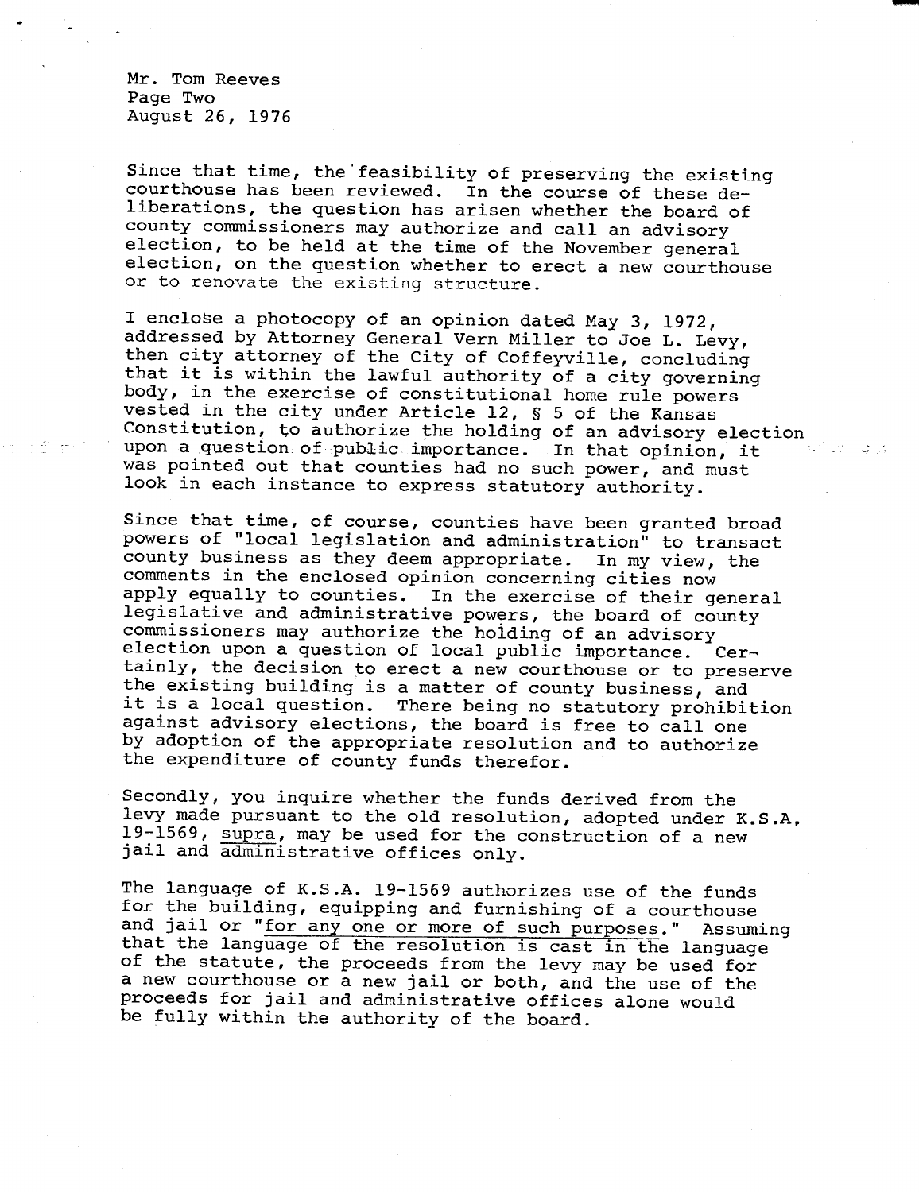Since that time, the feasibility of preserving the existing courthouse has been reviewed. In the course of these deliberations, the question has arisen whether the board of county commissioners may authorize and call an advisory election, to be held at the time of the November general election, on the question whether to erect a new courthouse or to renovate the existing structure.

I enclose a photocopy of an opinion dated May 3, 1972, addressed by Attorney General Vern Miller to Joe L. Levy, then city attorney of the City of Coffeyville, concluding that it is within the lawful authority of a city governing body, in the exercise of constitutional home rule powers vested in the city under Article 12, § 5 of the Kansas Constitution, to authorize the holding of an advisory election upon a question of public importance. In that opinion, it was pointed out that counties had no such power, and must look in each instance to express statutory authority.

Since that time, of course, counties have been granted broad powers of "local legislation and administration" to transact county business as they deem appropriate. In my view, the comments in the enclosed opinion concerning cities now apply equally to counties. In the exercise of their general legislative and administrative powers, the board of county commissioners may authorize the holding of an advisory election upon a question of local public importance. Certainly, the decision to erect a new courthouse or to preserve the existing building is a matter of county business, and it is a local question. There being no statutory prohibition against advisory elections, the board is free to call one by adoption of the appropriate resolution and to authorize the expenditure of county funds therefor.

Secondly, you inquire whether the funds derived from the levy made pursuant to the old resolution, adopted under K.S.A. 19-1569, supra, may be used for the construction of a new jail and administrative offices only.

The language of K.S.A. 19-1569 authorizes use of the funds for the building, equipping and furnishing of a courthouse and jail or "for any one or more of such purposes." Assuming that the language of the resolution is cast in the language of the statute, the proceeds from the levy may be used for a new courthouse or a new jail or both, and the use of the proceeds for jail and administrative offices alone would be fully within the authority of the board.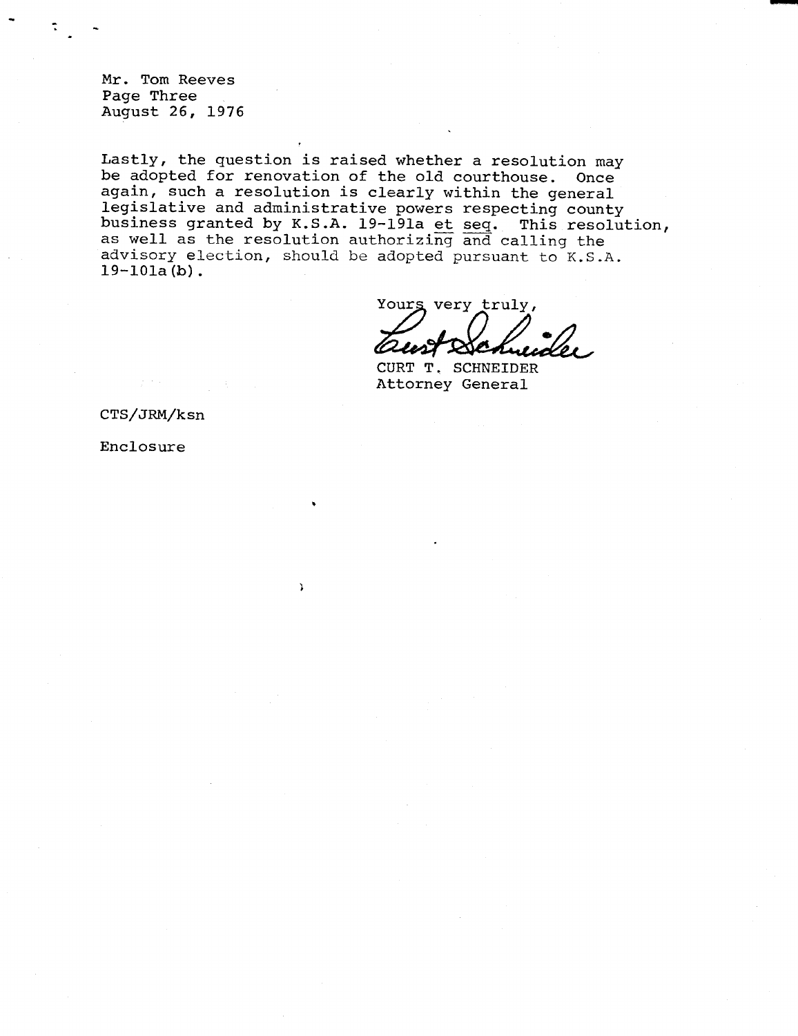Mr. Tom Reeves
Page Three
August 26, 1976

Lastly, the question is raised whether a resolution may be adopted for renovation of the old courthouse. Once again, such a resolution is clearly within the general legislative and administrative powers respecting county business granted by K.S.A. 19-191a *et seq.* This resolution, as well as the resolution authorizing and calling the advisory election, should be adopted pursuant to K.S.A. 19-101a(b).

Yours very truly,

CURT T. SCHNEIDER
Attorney General

CTS/JRM/ksn

Enclosure